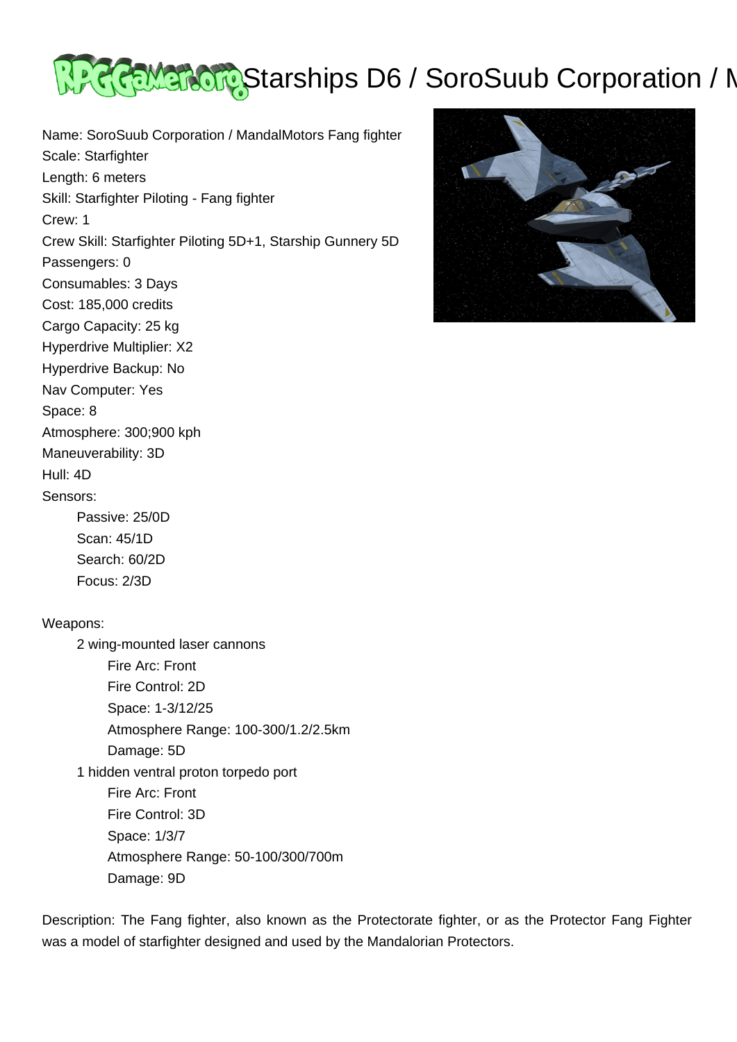# Starships D6 / SoroSuub Corporation / M

Name: SoroSuub Corporation / MandalMotors Fang fighter
Scale: Starfighter
Length: 6 meters
Skill: Starfighter Piloting - Fang fighter
Crew: 1
Crew Skill: Starfighter Piloting 5D+1, Starship Gunnery 5D
Passengers: 0
Consumables: 3 Days
Cost: 185,000 credits
Cargo Capacity: 25 kg
Hyperdrive Multiplier: X2
Hyperdrive Backup: No
Nav Computer: Yes
Space: 8
Atmosphere: 300;900 kph
Maneuverability: 3D
Hull: 4D
Sensors:

- Passive: 25/0D
- Scan: 45/1D
- Search: 60/2D
- Focus: 2/3D

Weapons:

- 2 wing-mounted laser cannons
  - Fire Arc: Front
  - Fire Control: 2D
  - Space: 1-3/12/25
  - Atmosphere Range: 100-300/1.2/2.5km
  - Damage: 5D
- 1 hidden ventral proton torpedo port
  - Fire Arc: Front
  - Fire Control: 3D
  - Space: 1/3/7
  - Atmosphere Range: 50-100/300/700m
  - Damage: 9D

Description: The Fang fighter, also known as the Protectorate fighter, or as the Protector Fang Fighter was a model of starfighter designed and used by the Mandalorian Protectors.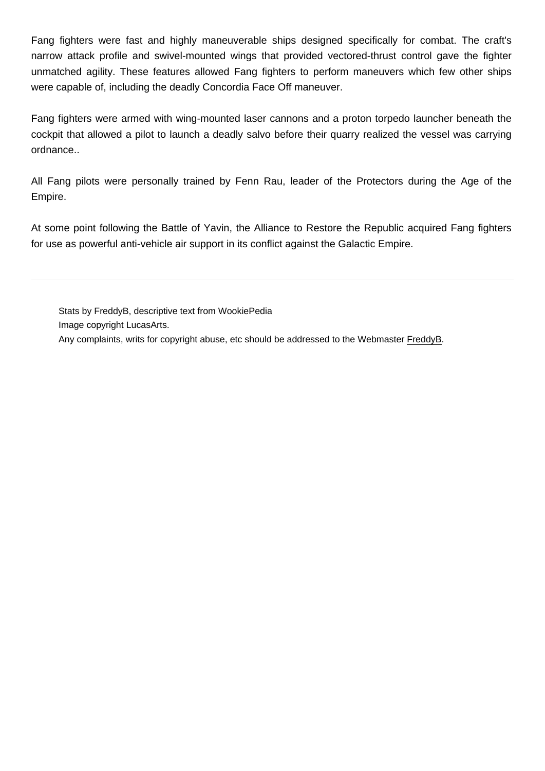Fang fighters were fast and highly maneuverable ships designed specifically for combat. The craft's narrow attack profile and swivel-mounted wings that provided vectored-thrust control gave the fighter unmatched agility. These features allowed Fang fighters to perform maneuvers which few other ships were capable of, including the deadly Concordia Face Off maneuver.

Fang fighters were armed with wing-mounted laser cannons and a proton torpedo launcher beneath the cockpit that allowed a pilot to launch a deadly salvo before their quarry realized the vessel was carrying ordnance..

All Fang pilots were personally trained by Fenn Rau, leader of the Protectors during the Age of the Empire.

At some point following the Battle of Yavin, the Alliance to Restore the Republic acquired Fang fighters for use as powerful anti-vehicle air support in its conflict against the Galactic Empire.

---

Stats by FreddyB, descriptive text from WookiePedia
Image copyright LucasArts.
Any complaints, writs for copyright abuse, etc should be addressed to the Webmaster FreddyB.